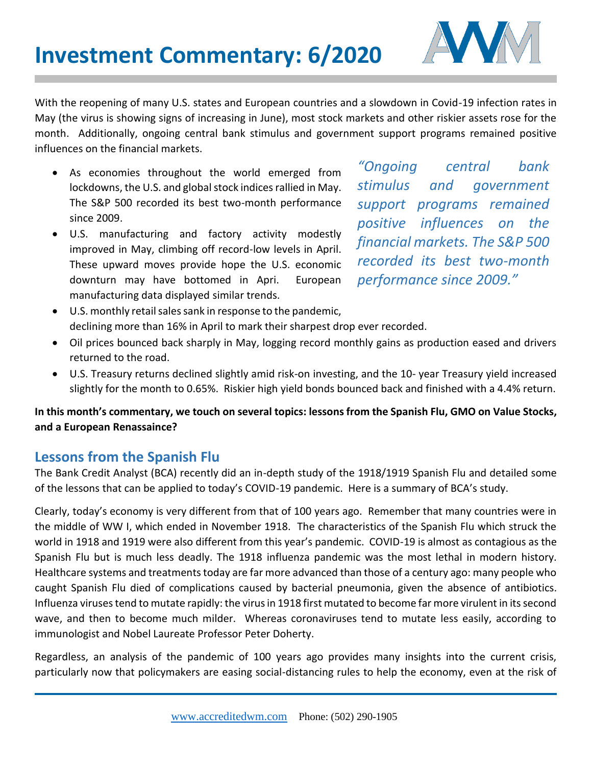# Investment Commentary: 6/2020

With the reopening of many U.S. states and European countries and a slowdown in Covid-19 infection rates in May (the virus is showing signs of increasing in June), most stock markets and other riskier assets rose for the month. Additionally, ongoing central bank stimulus and government support programs remained positive influences on the financial markets.

*"Ongoing central bank stimulus and government support programs remained positive influences on the financial markets. The S&P 500 recorded its best two-month performance since 2009."*

- As economies throughout the world emerged from lockdowns, the U.S. and global stock indices rallied in May. The S&P 500 recorded its best two-month performance since 2009.
- U.S. manufacturing and factory activity modestly improved in May, climbing off record-low levels in April. These upward moves provide hope the U.S. economic downturn may have bottomed in Apri. European manufacturing data displayed similar trends.
- U.S. monthly retail sales sank in response to the pandemic, declining more than 16% in April to mark their sharpest drop ever recorded.
- Oil prices bounced back sharply in May, logging record monthly gains as production eased and drivers returned to the road.
- U.S. Treasury returns declined slightly amid risk-on investing, and the 10- year Treasury yield increased slightly for the month to 0.65%. Riskier high yield bonds bounced back and finished with a 4.4% return.

**In this month's commentary, we touch on several topics: lessons from the Spanish Flu, GMO on Value Stocks, and a European Renassaince?**

## Lessons from the Spanish Flu

The Bank Credit Analyst (BCA) recently did an in-depth study of the 1918/1919 Spanish Flu and detailed some of the lessons that can be applied to today's COVID-19 pandemic. Here is a summary of BCA's study.

Clearly, today's economy is very different from that of 100 years ago. Remember that many countries were in the middle of WW I, which ended in November 1918. The characteristics of the Spanish Flu which struck the world in 1918 and 1919 were also different from this year's pandemic. COVID-19 is almost as contagious as the Spanish Flu but is much less deadly. The 1918 influenza pandemic was the most lethal in modern history. Healthcare systems and treatments today are far more advanced than those of a century ago: many people who caught Spanish Flu died of complications caused by bacterial pneumonia, given the absence of antibiotics. Influenza viruses tend to mutate rapidly: the virus in 1918 first mutated to become far more virulent in its second wave, and then to become much milder. Whereas coronaviruses tend to mutate less easily, according to immunologist and Nobel Laureate Professor Peter Doherty.

Regardless, an analysis of the pandemic of 100 years ago provides many insights into the current crisis, particularly now that policymakers are easing social-distancing rules to help the economy, even at the risk of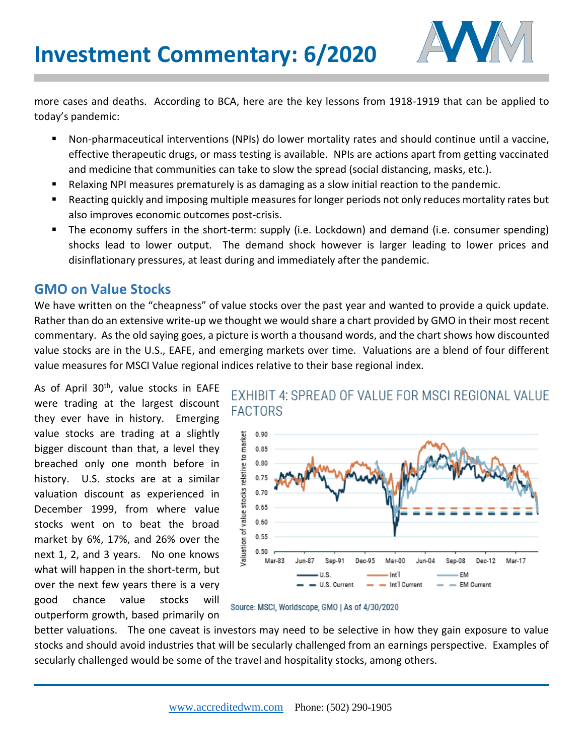more cases and deaths. According to BCA, here are the key lessons from 1918-1919 that can be applied to today's pandemic:

- Non-pharmaceutical interventions (NPIs) do lower mortality rates and should continue until a vaccine, effective therapeutic drugs, or mass testing is available. NPIs are actions apart from getting vaccinated and medicine that communities can take to slow the spread (social distancing, masks, etc.).
- Relaxing NPI measures prematurely is as damaging as a slow initial reaction to the pandemic.
- Reacting quickly and imposing multiple measures for longer periods not only reduces mortality rates but also improves economic outcomes post-crisis.
- The economy suffers in the short-term: supply (i.e. Lockdown) and demand (i.e. consumer spending) shocks lead to lower output. The demand shock however is larger leading to lower prices and disinflationary pressures, at least during and immediately after the pandemic.

## GMO on Value Stocks

We have written on the "cheapness" of value stocks over the past year and wanted to provide a quick update. Rather than do an extensive write-up we thought we would share a chart provided by GMO in their most recent commentary. As the old saying goes, a picture is worth a thousand words, and the chart shows how discounted value stocks are in the U.S., EAFE, and emerging markets over time. Valuations are a blend of four different value measures for MSCI Value regional indices relative to their base regional index.

As of April 30th, value stocks in EAFE were trading at the largest discount they ever have in history. Emerging value stocks are trading at a slightly bigger discount than that, a level they breached only one month before in history. U.S. stocks are at a similar valuation discount as experienced in December 1999, from where value stocks went on to beat the broad market by 6%, 17%, and 26% over the next 1, 2, and 3 years. No one knows what will happen in the short-term, but over the next few years there is a very good chance value stocks will outperform growth, based primarily on better valuations. The one caveat is investors may need to be selective in how they gain exposure to value stocks and should avoid industries that will be secularly challenged from an earnings perspective. Examples of secularly challenged would be some of the travel and hospitality stocks, among others.

EXHIBIT 4: SPREAD OF VALUE FOR MSCI REGIONAL VALUE FACTORS

Source: MSCI, Worldscope, GMO | As of 4/30/2020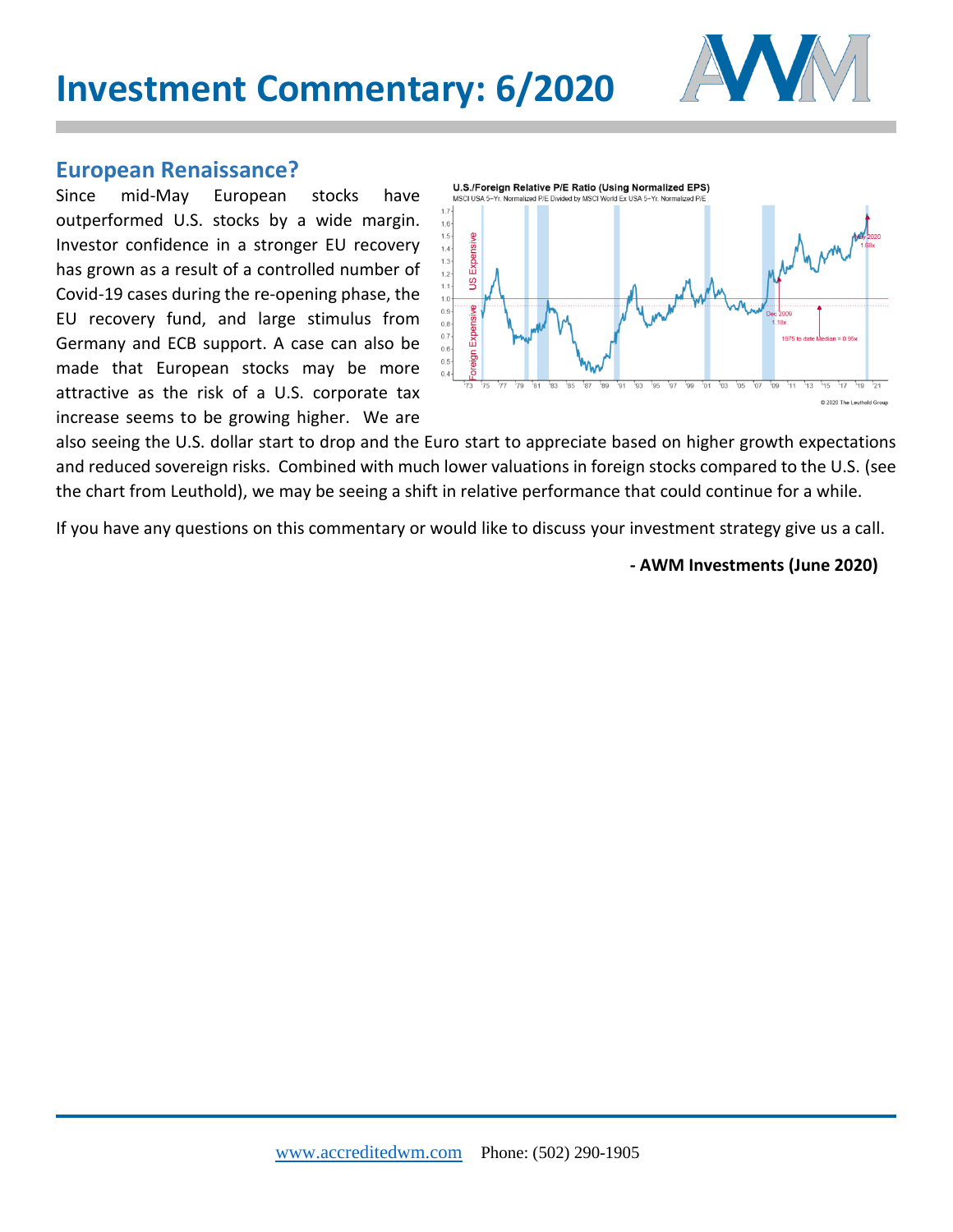# Investment Commentary: 6/2020

## European Renaissance?

Since mid-May European stocks have outperformed U.S. stocks by a wide margin. Investor confidence in a stronger EU recovery has grown as a result of a controlled number of Covid-19 cases during the re-opening phase, the EU recovery fund, and large stimulus from Germany and ECB support. A case can also be made that European stocks may be more attractive as the risk of a U.S. corporate tax increase seems to be growing higher. We are also seeing the U.S. dollar start to drop and the Euro start to appreciate based on higher growth expectations and reduced sovereign risks. Combined with much lower valuations in foreign stocks compared to the U.S. (see the chart from Leuthold), we may be seeing a shift in relative performance that could continue for a while.

U.S./Foreign Relative P/E Ratio (Using Normalized EPS)
MSCI USA 5-Yr. Normalized P/E Divided by MSCI World Ex USA 5-Yr. Normalized P/E
US Expensive
Foreign Expensive
Dec 2009
1.18x
May 2020
1.68x
1975 to date Median = 0.95x
© 2020 The Leuthold Group

If you have any questions on this commentary or would like to discuss your investment strategy give us a call.

**- AWM Investments (June 2020)**

www.accreditedwm.com Phone: (502) 290-1905